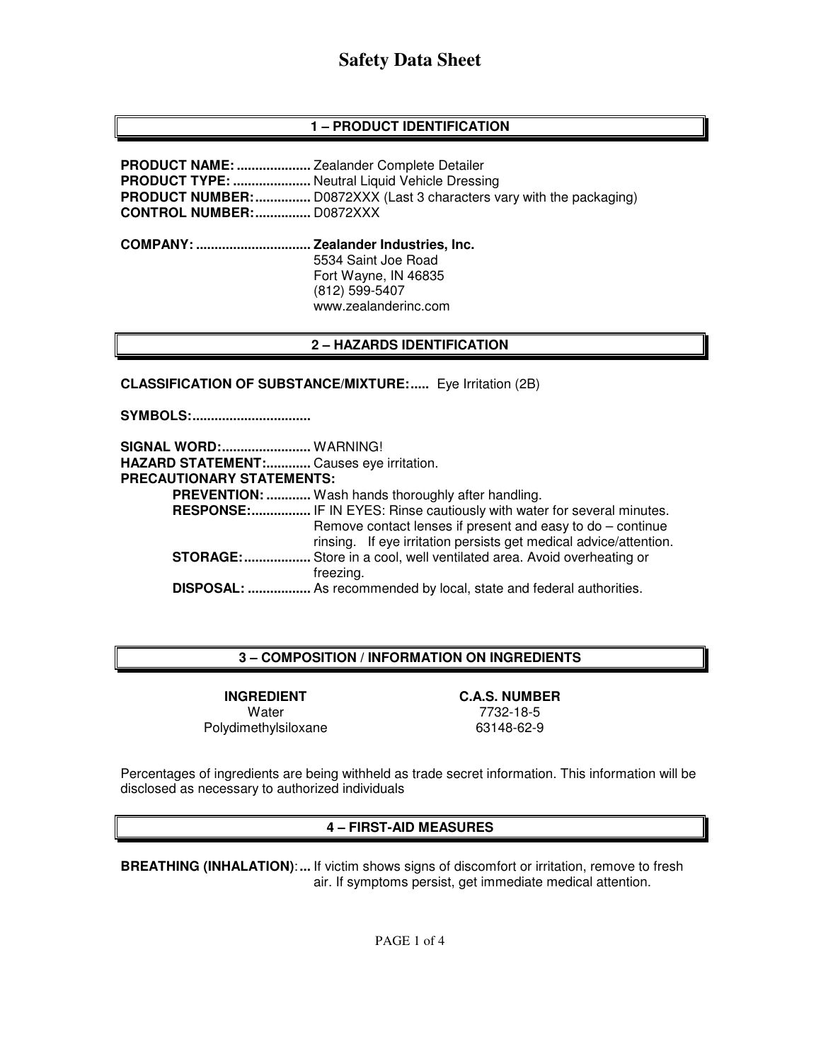# Safety Data Sheet

## 1 – PRODUCT IDENTIFICATION

**PRODUCT NAME:** .................... Zealander Complete Detailer
**PRODUCT TYPE:** ..................... Neutral Liquid Vehicle Dressing
**PRODUCT NUMBER:**............... D0872XXX (Last 3 characters vary with the packaging)
**CONTROL NUMBER:**............... D0872XXX

**COMPANY:** ............................... **Zealander Industries, Inc.**
5534 Saint Joe Road
Fort Wayne, IN 46835
(812) 599-5407
www.zealanderinc.com

## 2 – HAZARDS IDENTIFICATION

**CLASSIFICATION OF SUBSTANCE/MIXTURE:.....** Eye Irritation (2B)

**SYMBOLS:...............................**

**SIGNAL WORD:**........................ WARNING!
**HAZARD STATEMENT:**............ Causes eye irritation.
**PRECAUTIONARY STATEMENTS:**

- **PREVENTION:** ............ Wash hands thoroughly after handling.
- **RESPONSE:**................ IF IN EYES: Rinse cautiously with water for several minutes. Remove contact lenses if present and easy to do – continue rinsing. If eye irritation persists get medical advice/attention.
- **STORAGE:**.................. Store in a cool, well ventilated area. Avoid overheating or freezing.
- **DISPOSAL:** ................. As recommended by local, state and federal authorities.

## 3 – COMPOSITION / INFORMATION ON INGREDIENTS

| INGREDIENT | C.A.S. NUMBER |
|---|---|
| Water | 7732-18-5 |
| Polydimethylsiloxane | 63148-62-9 |

Percentages of ingredients are being withheld as trade secret information. This information will be disclosed as necessary to authorized individuals

## 4 – FIRST-AID MEASURES

**BREATHING (INHALATION)**:... If victim shows signs of discomfort or irritation, remove to fresh air. If symptoms persist, get immediate medical attention.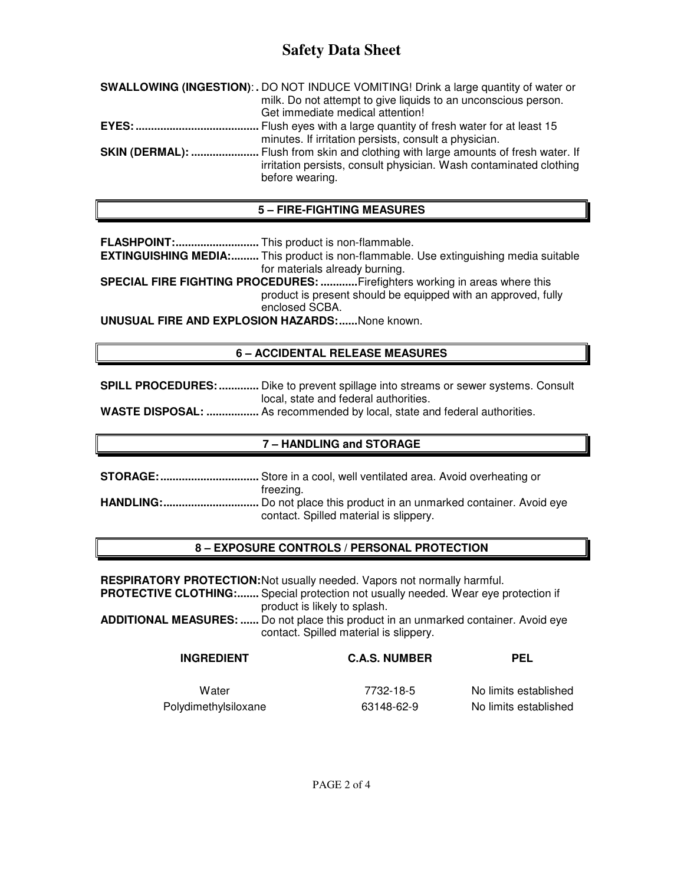**SWALLOWING (INGESTION)**: DO NOT INDUCE VOMITING! Drink a large quantity of water or milk. Do not attempt to give liquids to an unconscious person. Get immediate medical attention!

**EYES:** Flush eyes with a large quantity of fresh water for at least 15 minutes. If irritation persists, consult a physician.

**SKIN (DERMAL):** Flush from skin and clothing with large amounts of fresh water. If irritation persists, consult physician. Wash contaminated clothing before wearing.

## 5 – FIRE-FIGHTING MEASURES

**FLASHPOINT:** This product is non-flammable.

**EXTINGUISHING MEDIA:** This product is non-flammable. Use extinguishing media suitable for materials already burning.

**SPECIAL FIRE FIGHTING PROCEDURES:** Firefighters working in areas where this product is present should be equipped with an approved, fully enclosed SCBA.

**UNUSUAL FIRE AND EXPLOSION HAZARDS:** None known.

## 6 – ACCIDENTAL RELEASE MEASURES

**SPILL PROCEDURES:** Dike to prevent spillage into streams or sewer systems. Consult local, state and federal authorities.

**WASTE DISPOSAL:** As recommended by local, state and federal authorities.

## 7 – HANDLING and STORAGE

**STORAGE:** Store in a cool, well ventilated area. Avoid overheating or freezing.

**HANDLING:** Do not place this product in an unmarked container. Avoid eye contact. Spilled material is slippery.

## 8 – EXPOSURE CONTROLS / PERSONAL PROTECTION

**RESPIRATORY PROTECTION:** Not usually needed. Vapors not normally harmful.

**PROTECTIVE CLOTHING:** Special protection not usually needed. Wear eye protection if product is likely to splash.

**ADDITIONAL MEASURES:** Do not place this product in an unmarked container. Avoid eye contact. Spilled material is slippery.

| INGREDIENT | C.A.S. NUMBER | PEL |
| --- | --- | --- |
| Water | 7732-18-5 | No limits established |
| Polydimethylsiloxane | 63148-62-9 | No limits established |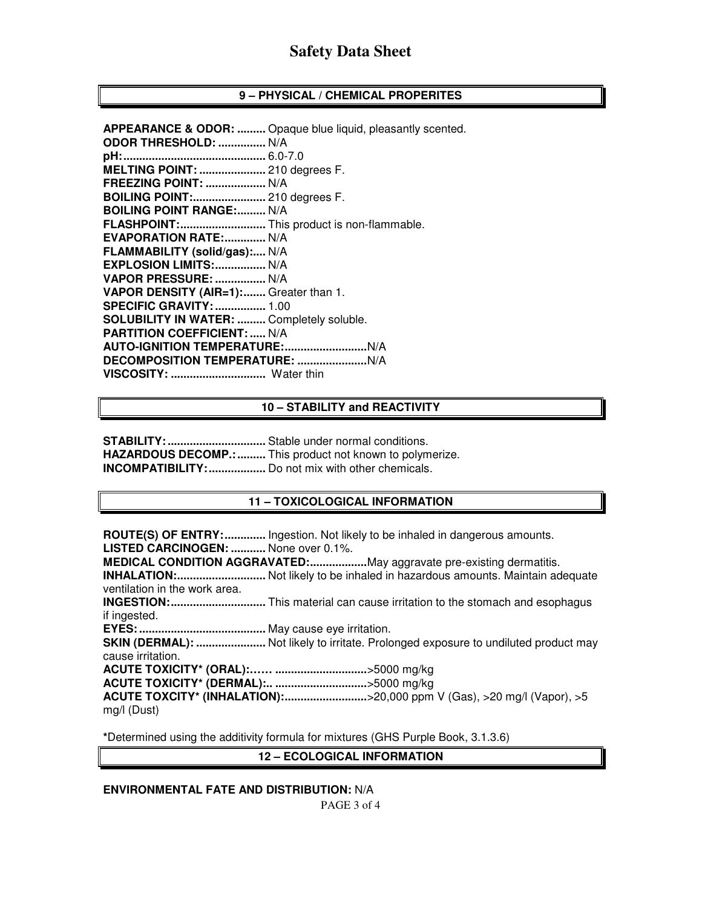# Safety Data Sheet

## 9 – PHYSICAL / CHEMICAL PROPERITES

**APPEARANCE & ODOR:** ......... Opaque blue liquid, pleasantly scented.
**ODOR THRESHOLD:** ............... N/A
**pH:**............................................ 6.0-7.0
**MELTING POINT:** ..................... 210 degrees F.
**FREEZING POINT:** ................... N/A
**BOILING POINT:**....................... 210 degrees F.
**BOILING POINT RANGE:**......... N/A
**FLASHPOINT:**........................... This product is non-flammable.
**EVAPORATION RATE:**............. N/A
**FLAMMABILITY (solid/gas):**.... N/A
**EXPLOSION LIMITS:**................ N/A
**VAPOR PRESSURE:** ................ N/A
**VAPOR DENSITY (AIR=1):**....... Greater than 1.
**SPECIFIC GRAVITY:** ................ 1.00
**SOLUBILITY IN WATER:** ......... Completely soluble.
**PARTITION COEFFICIENT:** ..... N/A
**AUTO-IGNITION TEMPERATURE:**..........................N/A
**DECOMPOSITION TEMPERATURE:** ......................N/A
**VISCOSITY:** .............................. Water thin

## 10 – STABILITY and REACTIVITY

**STABILITY:** ............................... Stable under normal conditions.
**HAZARDOUS DECOMP.:** ......... This product not known to polymerize.
**INCOMPATIBILITY:**.................. Do not mix with other chemicals.

## 11 – TOXICOLOGICAL INFORMATION

**ROUTE(S) OF ENTRY:**............. Ingestion. Not likely to be inhaled in dangerous amounts.
**LISTED CARCINOGEN:** ........... None over 0.1%.
**MEDICAL CONDITION AGGRAVATED:**..................May aggravate pre-existing dermatitis.
**INHALATION:**............................ Not likely to be inhaled in hazardous amounts. Maintain adequate ventilation in the work area.
**INGESTION:**.............................. This material can cause irritation to the stomach and esophagus if ingested.
**EYES:**........................................ May cause eye irritation.
**SKIN (DERMAL):** ...................... Not likely to irritate. Prolonged exposure to undiluted product may cause irritation.
**ACUTE TOXICITY* (ORAL):**…… ............................>5000 mg/kg
**ACUTE TOXICITY* (DERMAL):**.. ............................>5000 mg/kg
**ACUTE TOXCITY* (INHALATION):**..........................>20,000 ppm V (Gas), >20 mg/l (Vapor), >5 mg/l (Dust)

**\***Determined using the additivity formula for mixtures (GHS Purple Book, 3.1.3.6)

## 12 – ECOLOGICAL INFORMATION

**ENVIRONMENTAL FATE AND DISTRIBUTION:** N/A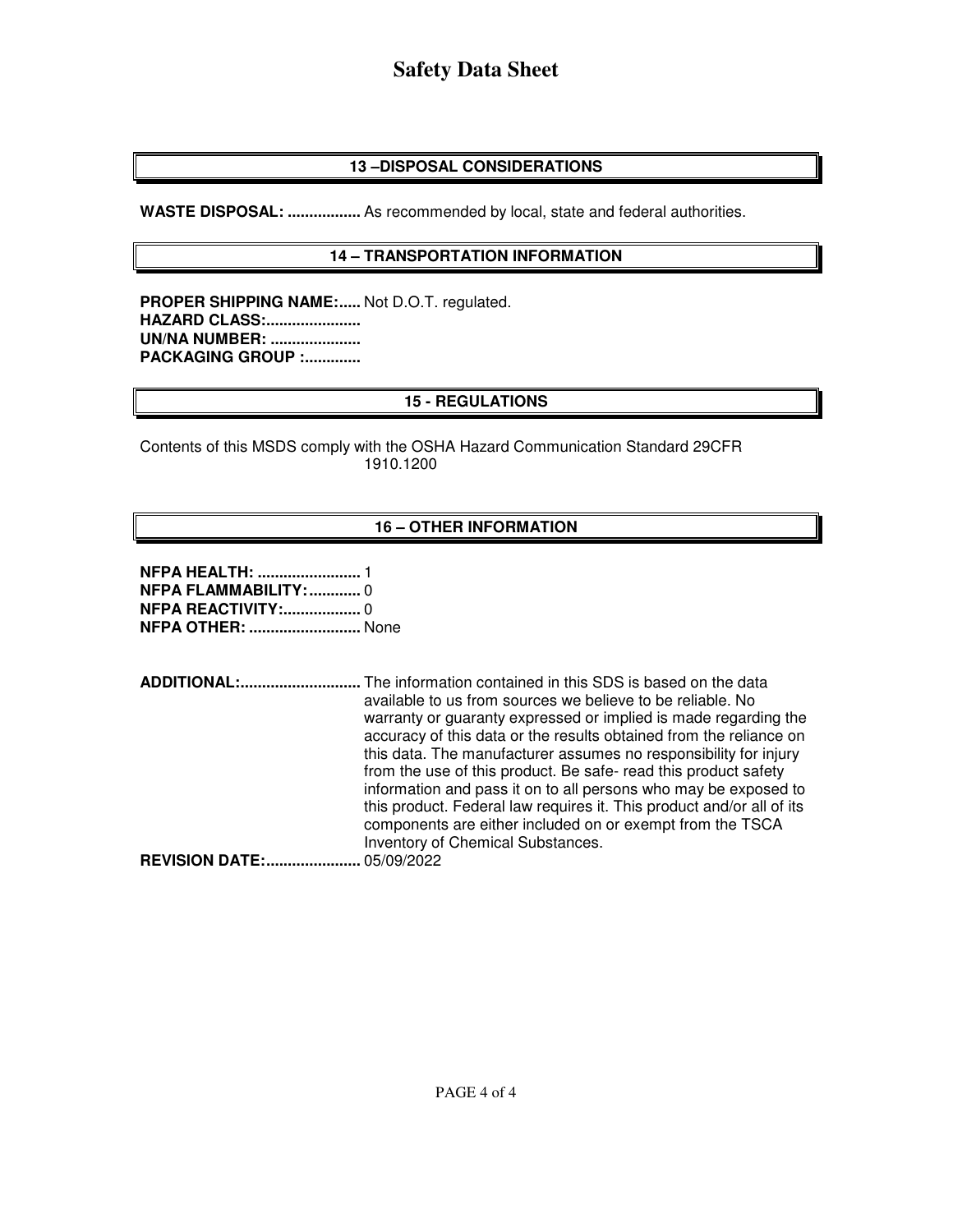## 13 –DISPOSAL CONSIDERATIONS

**WASTE DISPOSAL: .................** As recommended by local, state and federal authorities.

## 14 – TRANSPORTATION INFORMATION

**PROPER SHIPPING NAME:.....** Not D.O.T. regulated.
**HAZARD CLASS:......................**
**UN/NA NUMBER: .....................**
**PACKAGING GROUP :.............**

## 15 - REGULATIONS

Contents of this MSDS comply with the OSHA Hazard Communication Standard 29CFR 1910.1200

## 16 – OTHER INFORMATION

**NFPA HEALTH: ........................** 1
**NFPA FLAMMABILITY:............** 0
**NFPA REACTIVITY:..................** 0
**NFPA OTHER: ..........................** None

**ADDITIONAL:............................** The information contained in this SDS is based on the data available to us from sources we believe to be reliable. No warranty or guaranty expressed or implied is made regarding the accuracy of this data or the results obtained from the reliance on this data. The manufacturer assumes no responsibility for injury from the use of this product. Be safe- read this product safety information and pass it on to all persons who may be exposed to this product. Federal law requires it. This product and/or all of its components are either included on or exempt from the TSCA Inventory of Chemical Substances.
**REVISION DATE:......................** 05/09/2022